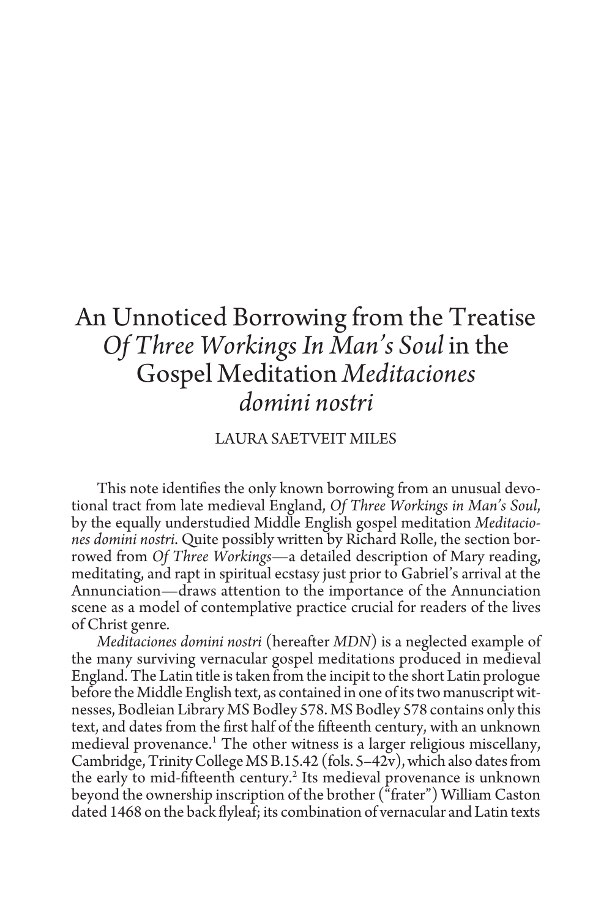# An Unnoticed Borrowing from the Treatise *Of Three Workings In Man's Soul* in the Gospel Meditation *Meditaciones domini nostri*

LAURA SAETVEIT MILES

This note identifies the only known borrowing from an unusual devotional tract from late medieval England, *Of Three Workings in Man's Soul*, by the equally understudied Middle English gospel meditation *Meditaciones domini nostri*. Quite possibly written by Richard Rolle, the section borrowed from *Of Three Workings*—a detailed description of Mary reading, meditating, and rapt in spiritual ecstasy just prior to Gabriel's arrival at the Annunciation—draws attention to the importance of the Annunciation scene as a model of contemplative practice crucial for readers of the lives of Christ genre.

*Meditaciones domini nostri* (hereafter *MDN*) is a neglected example of the many surviving vernacular gospel meditations produced in medieval England. The Latin title is taken from the incipit to the short Latin prologue before the Middle English text, as contained in one of its two manuscript witnesses, Bodleian Library MS Bodley 578. MS Bodley 578 contains only this text, and dates from the first half of the fifteenth century, with an unknown medieval provenance.[1] The other witness is a larger religious miscellany, Cambridge, Trinity College MS B.15.42 (fols. 5–42v), which also dates from the early to mid-fifteenth century.[2] Its medieval provenance is unknown beyond the ownership inscription of the brother ("frater") William Caston dated 1468 on the back flyleaf; its combination of vernacular and Latin texts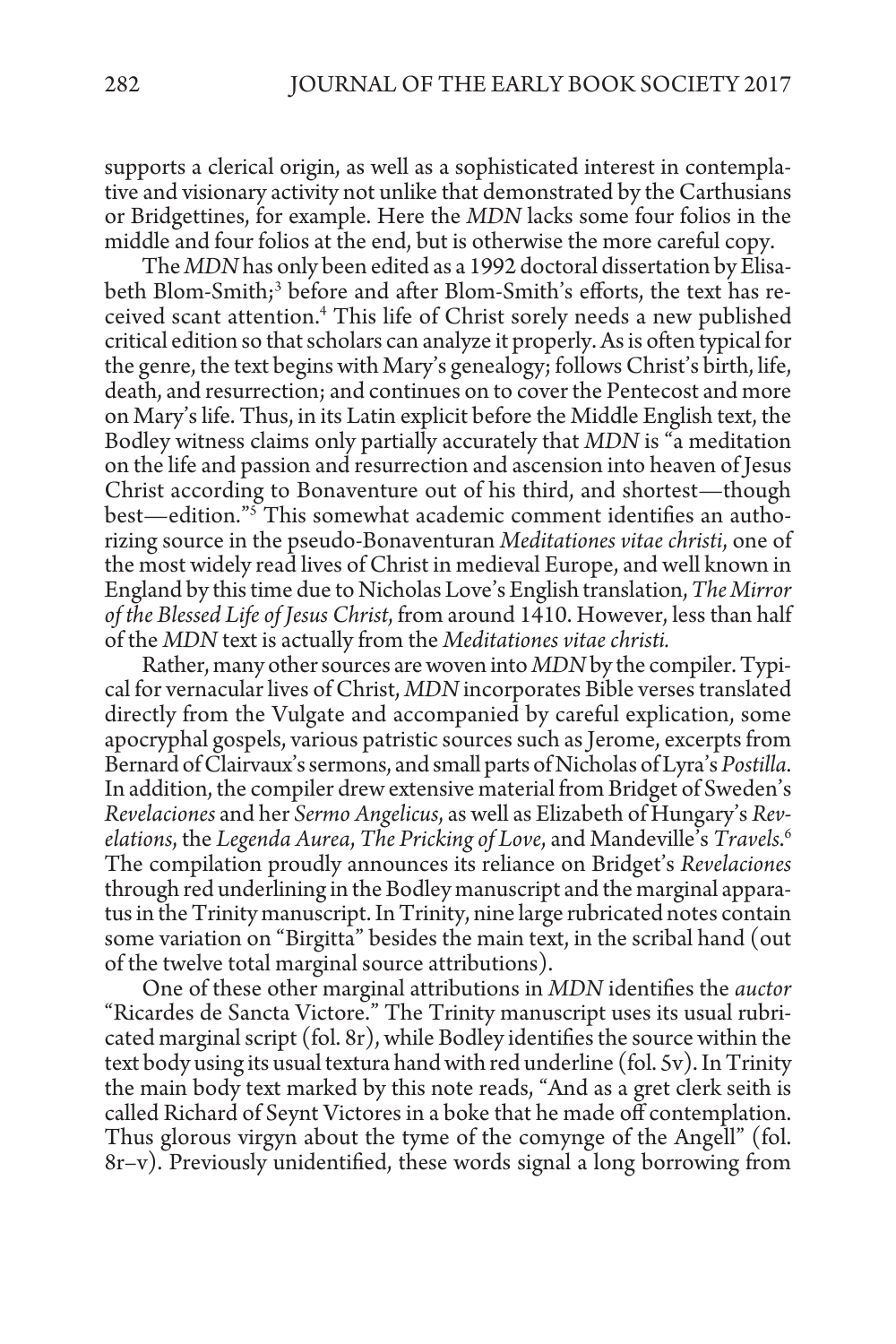supports a clerical origin, as well as a sophisticated interest in contemplative and visionary activity not unlike that demonstrated by the Carthusians or Bridgettines, for example. Here the *MDN* lacks some four folios in the middle and four folios at the end, but is otherwise the more careful copy.

The *MDN* has only been edited as a 1992 doctoral dissertation by Elisabeth Blom-Smith;[3] before and after Blom-Smith's efforts, the text has received scant attention.[4] This life of Christ sorely needs a new published critical edition so that scholars can analyze it properly. As is often typical for the genre, the text begins with Mary's genealogy; follows Christ's birth, life, death, and resurrection; and continues on to cover the Pentecost and more on Mary's life. Thus, in its Latin explicit before the Middle English text, the Bodley witness claims only partially accurately that *MDN* is "a meditation on the life and passion and resurrection and ascension into heaven of Jesus Christ according to Bonaventure out of his third, and shortest—though best—edition."[5] This somewhat academic comment identifies an authorizing source in the pseudo-Bonaventuran *Meditationes vitae christi*, one of the most widely read lives of Christ in medieval Europe, and well known in England by this time due to Nicholas Love's English translation, *The Mirror of the Blessed Life of Jesus Christ*, from around 1410. However, less than half of the *MDN* text is actually from the *Meditationes vitae christi.*

Rather, many other sources are woven into *MDN* by the compiler. Typical for vernacular lives of Christ, *MDN* incorporates Bible verses translated directly from the Vulgate and accompanied by careful explication, some apocryphal gospels, various patristic sources such as Jerome, excerpts from Bernard of Clairvaux's sermons, and small parts of Nicholas of Lyra's *Postilla*. In addition, the compiler drew extensive material from Bridget of Sweden's *Revelaciones* and her *Sermo Angelicus*, as well as Elizabeth of Hungary's *Revelations*, the *Legenda Aurea*, *The Pricking of Love*, and Mandeville's *Travels*.[6] The compilation proudly announces its reliance on Bridget's *Revelaciones* through red underlining in the Bodley manuscript and the marginal apparatus in the Trinity manuscript. In Trinity, nine large rubricated notes contain some variation on "Birgitta" besides the main text, in the scribal hand (out of the twelve total marginal source attributions).

One of these other marginal attributions in *MDN* identifies the *auctor* "Ricardes de Sancta Victore." The Trinity manuscript uses its usual rubricated marginal script (fol. 8r), while Bodley identifies the source within the text body using its usual textura hand with red underline (fol. 5v). In Trinity the main body text marked by this note reads, "And as a gret clerk seith is called Richard of Seynt Victores in a boke that he made off contemplation. Thus glorous virgyn about the tyme of the comynge of the Angell" (fol. 8r–v). Previously unidentified, these words signal a long borrowing from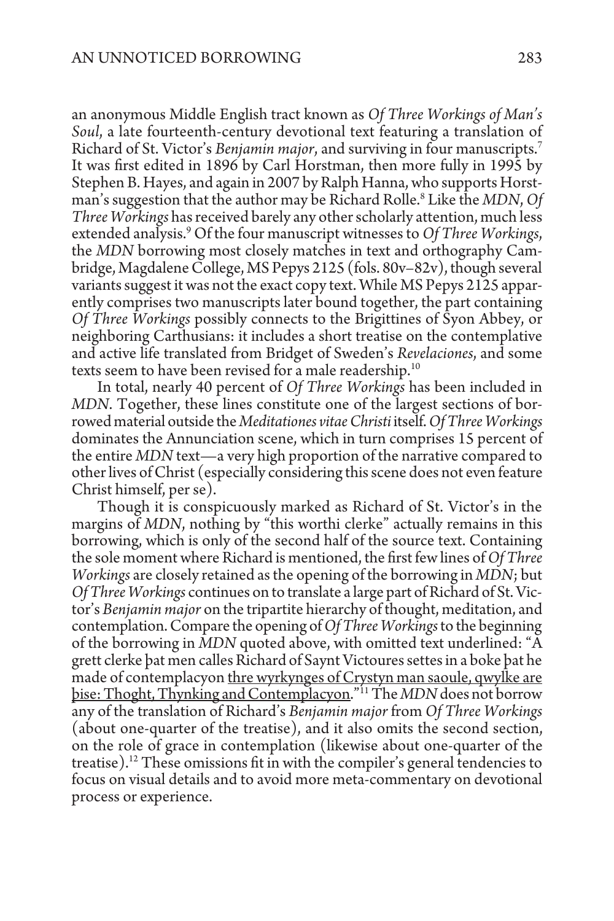an anonymous Middle English tract known as *Of Three Workings of Man's Soul*, a late fourteenth-century devotional text featuring a translation of Richard of St. Victor's *Benjamin major*, and surviving in four manuscripts.[7] It was first edited in 1896 by Carl Horstman, then more fully in 1995 by Stephen B. Hayes, and again in 2007 by Ralph Hanna, who supports Horstman's suggestion that the author may be Richard Rolle.[8] Like the *MDN*, *Of Three Workings* has received barely any other scholarly attention, much less extended analysis.[9] Of the four manuscript witnesses to *Of Three Workings*, the *MDN* borrowing most closely matches in text and orthography Cambridge, Magdalene College, MS Pepys 2125 (fols. 80v–82v), though several variants suggest it was not the exact copy text. While MS Pepys 2125 apparently comprises two manuscripts later bound together, the part containing *Of Three Workings* possibly connects to the Brigittines of Syon Abbey, or neighboring Carthusians: it includes a short treatise on the contemplative and active life translated from Bridget of Sweden's *Revelaciones*, and some texts seem to have been revised for a male readership.[10]

In total, nearly 40 percent of *Of Three Workings* has been included in *MDN*. Together, these lines constitute one of the largest sections of borrowed material outside the *Meditationes vitae Christi* itself. *Of Three Workings* dominates the Annunciation scene, which in turn comprises 15 percent of the entire *MDN* text—a very high proportion of the narrative compared to other lives of Christ (especially considering this scene does not even feature Christ himself, per se).

Though it is conspicuously marked as Richard of St. Victor's in the margins of *MDN*, nothing by "this worthi clerke" actually remains in this borrowing, which is only of the second half of the source text. Containing the sole moment where Richard is mentioned, the first few lines of *Of Three Workings* are closely retained as the opening of the borrowing in *MDN*; but *Of Three Workings* continues on to translate a large part of Richard of St. Victor's *Benjamin major* on the tripartite hierarchy of thought, meditation, and contemplation. Compare the opening of *Of Three Workings* to the beginning of the borrowing in *MDN* quoted above, with omitted text underlined: "A grett clerke þat men calles Richard of Saynt Victoures settes in a boke þat he made of contemplacyon <u>thre wyrkynges of Crystyn man saoule, qwylke are þise: Thoght, Thynking and Contemplacyon</u>."[11] The *MDN* does not borrow any of the translation of Richard's *Benjamin major* from *Of Three Workings* (about one-quarter of the treatise), and it also omits the second section, on the role of grace in contemplation (likewise about one-quarter of the treatise).[12] These omissions fit in with the compiler's general tendencies to focus on visual details and to avoid more meta-commentary on devotional process or experience.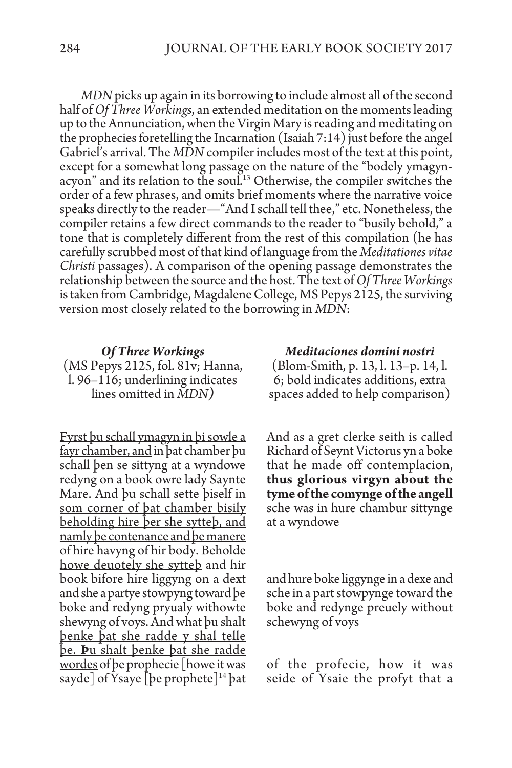*MDN* picks up again in its borrowing to include almost all of the second half of *Of Three Workings*, an extended meditation on the moments leading up to the Annunciation, when the Virgin Mary is reading and meditating on the prophecies foretelling the Incarnation (Isaiah 7:14) just before the angel Gabriel's arrival. The *MDN* compiler includes most of the text at this point, except for a somewhat long passage on the nature of the "bodely ymagynacyon" and its relation to the soul.[13] Otherwise, the compiler switches the order of a few phrases, and omits brief moments where the narrative voice speaks directly to the reader—"And I schall tell thee," etc. Nonetheless, the compiler retains a few direct commands to the reader to "busily behold," a tone that is completely different from the rest of this compilation (he has carefully scrubbed most of that kind of language from the *Meditationes vitae Christi* passages). A comparison of the opening passage demonstrates the relationship between the source and the host. The text of *Of Three Workings* is taken from Cambridge, Magdalene College, MS Pepys 2125, the surviving version most closely related to the borrowing in *MDN*:

| ***Of Three Workings*** (MS Pepys 2125, fol. 81v; Hanna, l. 96–116; underlining indicates lines omitted in *MDN*) | ***Meditaciones domini nostri*** (Blom-Smith, p. 13, l. 13–p. 14, l. 6; bold indicates additions, extra spaces added to help comparison) |
|---|---|
| <u>Fyrst þu schall ymagyn in þi sowle a fayr chamber, and</u> in þat chamber þu schall þen se sittyng at a wyndowe redyng on a book owre lady Saynte Mare. <u>And þu schall sette þiself in som corner of þat chamber bisily beholding hire þer she sytteþ, and namly þe contenance and þe manere of hire havyng of hir body. Beholde howe deuotely she sytteþ</u> | And as a gret clerke seith is called Richard of Seynt Victorus yn a boke that he made off contemplacion, **thus glorious virgyn about the tyme of the comynge of the angell** sche was in hure chambur sittynge at a wyndowe |
| and hir book bifore hire liggyng on a dext and she a partye stowpyng toward þe boke and redyng pryualy withowte shewyng of voys. | and hure boke liggynge in a dexe and sche in a part stowpynge toward the boke and redynge preuely without schewyng of voys |
| <u>And what þu shalt þenke þat she radde y shal telle þe. Þu shalt þenke þat she radde wordes</u> of þe prophecie [howe it was sayde] of Ysaye [þe prophete][14] þat | of the profecie, how it was seide of Ysaie the profyt that a |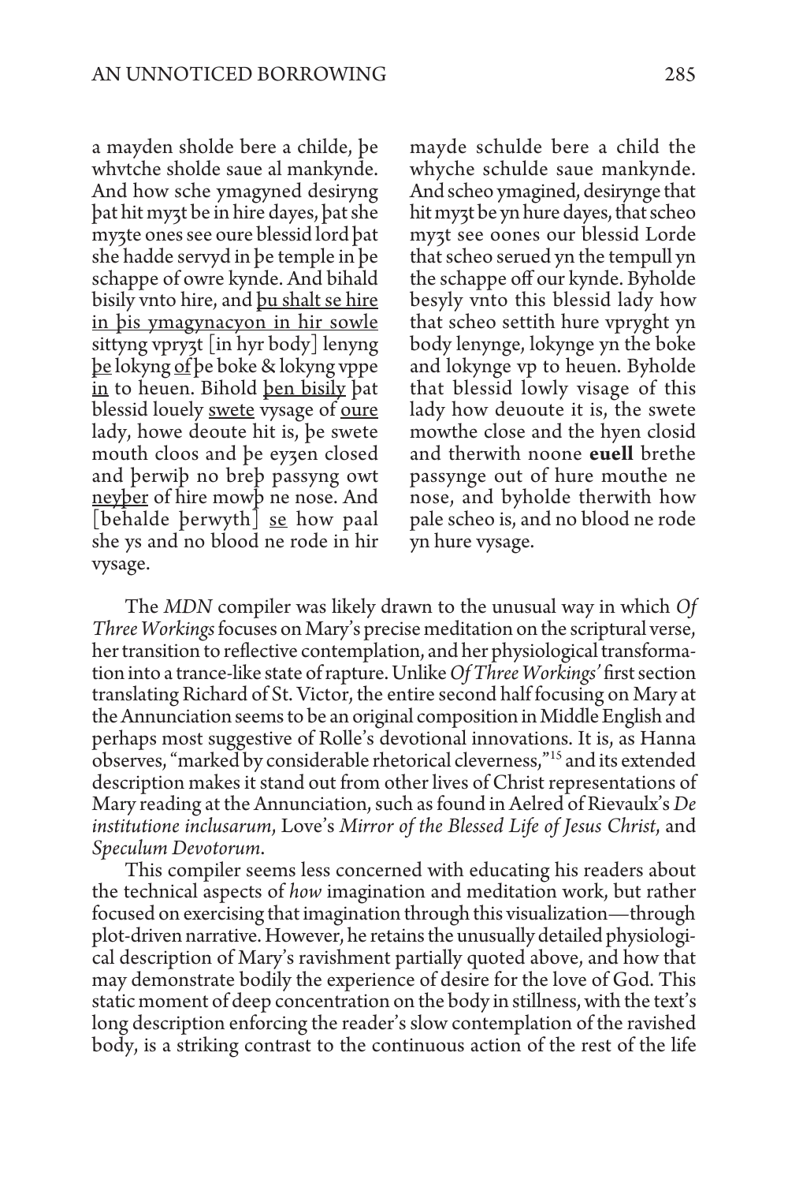| | |
|---|---|
| a mayden sholde bere a childe, þe whvtche sholde saue al mankynde. And how sche ymagyned desiryng þat hit myȝt be in hire dayes, þat she myȝte ones see oure blessid lord þat she hadde servyd in þe temple in þe schappe of owre kynde. And bihald bisily vnto hire, and <u>þu shalt se hire in þis ymagynacyon in hir sowle</u> sittyng vpryȝt [in hyr body] lenyng <u>þe</u> lokyng <u>of</u> þe boke & lokyng vppe <u>in</u> to heuen. Bihold <u>þen bisily</u> þat blessid louely <u>swete</u> vysage of <u>oure</u> lady, howe deoute hit is, þe swete mouth cloos and þe eyȝen closed and þerwiþ no breþ passyng owt <u>neyþer</u> of hire mowþ ne nose. And [behalde þerwyth] <u>se</u> how paal she ys and no blood ne rode in hir vysage. | mayde schulde bere a child the whyche schulde saue mankynde. And scheo ymagined, desirynge that hit myȝt be yn hure dayes, that scheo myȝt see oones our blessid Lorde that scheo serued yn the tempull yn the schappe off our kynde. Byholde besyly vnto this blessid lady how that scheo settith hure vpryght yn body lenynge, lokynge yn the boke and lokynge vp to heuen. Byholde that blessid lowly visage of this lady how deuoute it is, the swete mowthe close and the hyen closid and therwith noone **euell** brethe passynge out of hure mouthe ne nose, and byholde therwith how pale scheo is, and no blood ne rode yn hure vysage. |

The *MDN* compiler was likely drawn to the unusual way in which *Of Three Workings* focuses on Mary's precise meditation on the scriptural verse, her transition to reflective contemplation, and her physiological transformation into a trance-like state of rapture. Unlike *Of Three Workings'* first section translating Richard of St. Victor, the entire second half focusing on Mary at the Annunciation seems to be an original composition in Middle English and perhaps most suggestive of Rolle's devotional innovations. It is, as Hanna observes, "marked by considerable rhetorical cleverness,"[15] and its extended description makes it stand out from other lives of Christ representations of Mary reading at the Annunciation, such as found in Aelred of Rievaulx's *De institutione inclusarum*, Love's *Mirror of the Blessed Life of Jesus Christ*, and *Speculum Devotorum*.

This compiler seems less concerned with educating his readers about the technical aspects of *how* imagination and meditation work, but rather focused on exercising that imagination through this visualization—through plot-driven narrative. However, he retains the unusually detailed physiological description of Mary's ravishment partially quoted above, and how that may demonstrate bodily the experience of desire for the love of God. This static moment of deep concentration on the body in stillness, with the text's long description enforcing the reader's slow contemplation of the ravished body, is a striking contrast to the continuous action of the rest of the life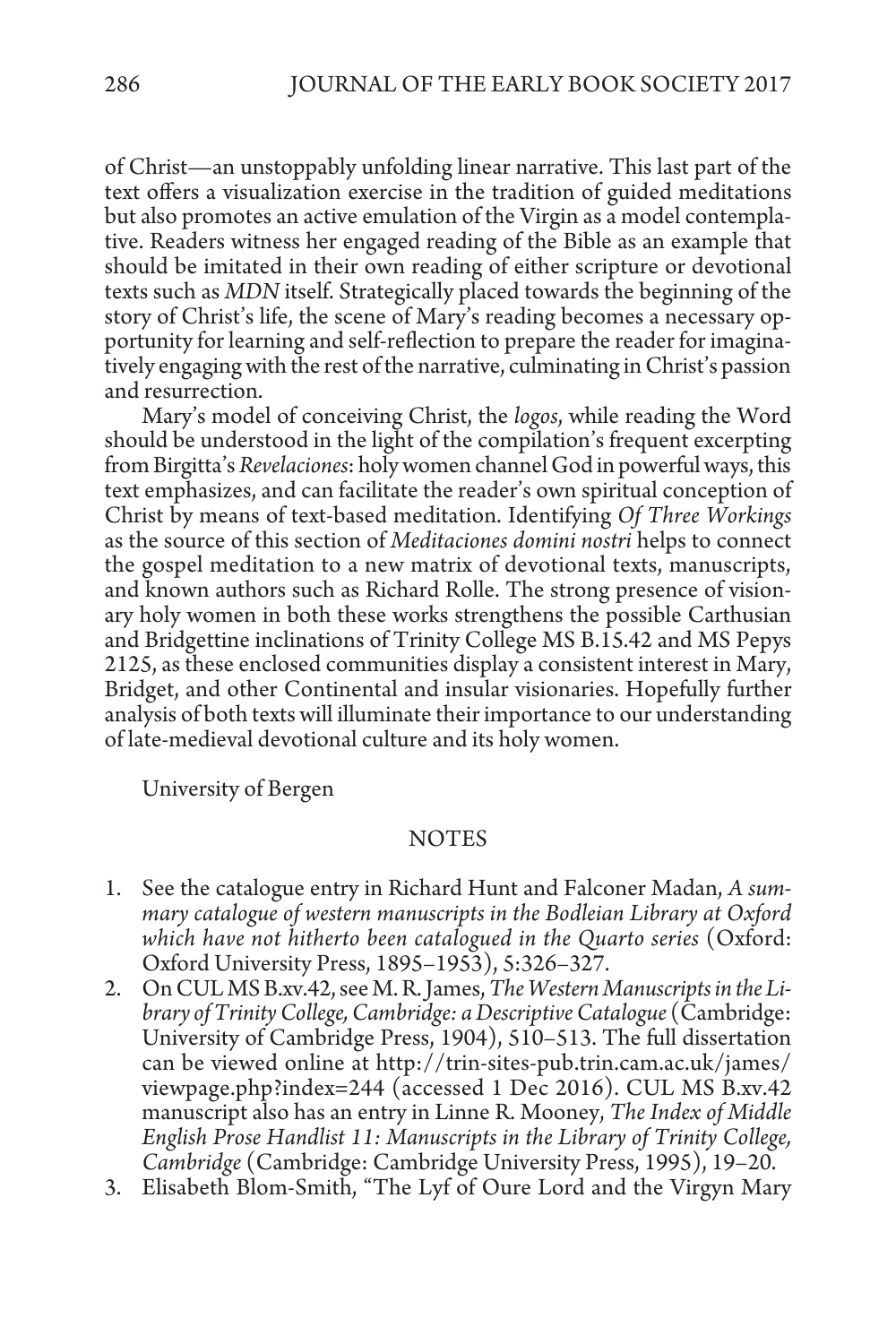of Christ—an unstoppably unfolding linear narrative. This last part of the text offers a visualization exercise in the tradition of guided meditations but also promotes an active emulation of the Virgin as a model contemplative. Readers witness her engaged reading of the Bible as an example that should be imitated in their own reading of either scripture or devotional texts such as *MDN* itself. Strategically placed towards the beginning of the story of Christ's life, the scene of Mary's reading becomes a necessary opportunity for learning and self-reflection to prepare the reader for imaginatively engaging with the rest of the narrative, culminating in Christ's passion and resurrection.

Mary's model of conceiving Christ, the *logos*, while reading the Word should be understood in the light of the compilation's frequent excerpting from Birgitta's *Revelaciones*: holy women channel God in powerful ways, this text emphasizes, and can facilitate the reader's own spiritual conception of Christ by means of text-based meditation. Identifying *Of Three Workings* as the source of this section of *Meditaciones domini nostri* helps to connect the gospel meditation to a new matrix of devotional texts, manuscripts, and known authors such as Richard Rolle. The strong presence of visionary holy women in both these works strengthens the possible Carthusian and Bridgettine inclinations of Trinity College MS B.15.42 and MS Pepys 2125, as these enclosed communities display a consistent interest in Mary, Bridget, and other Continental and insular visionaries. Hopefully further analysis of both texts will illuminate their importance to our understanding of late-medieval devotional culture and its holy women.

University of Bergen

## NOTES

1. See the catalogue entry in Richard Hunt and Falconer Madan, *A summary catalogue of western manuscripts in the Bodleian Library at Oxford which have not hitherto been catalogued in the Quarto series* (Oxford: Oxford University Press, 1895–1953), 5:326–327.
2. On CUL MS B.xv.42, see M. R. James, *The Western Manuscripts in the Library of Trinity College, Cambridge: a Descriptive Catalogue* (Cambridge: University of Cambridge Press, 1904), 510–513. The full dissertation can be viewed online at http://trin-sites-pub.trin.cam.ac.uk/james/viewpage.php?index=244 (accessed 1 Dec 2016). CUL MS B.xv.42 manuscript also has an entry in Linne R. Mooney, *The Index of Middle English Prose Handlist 11: Manuscripts in the Library of Trinity College, Cambridge* (Cambridge: Cambridge University Press, 1995), 19–20.
3. Elisabeth Blom-Smith, "The Lyf of Oure Lord and the Virgyn Mary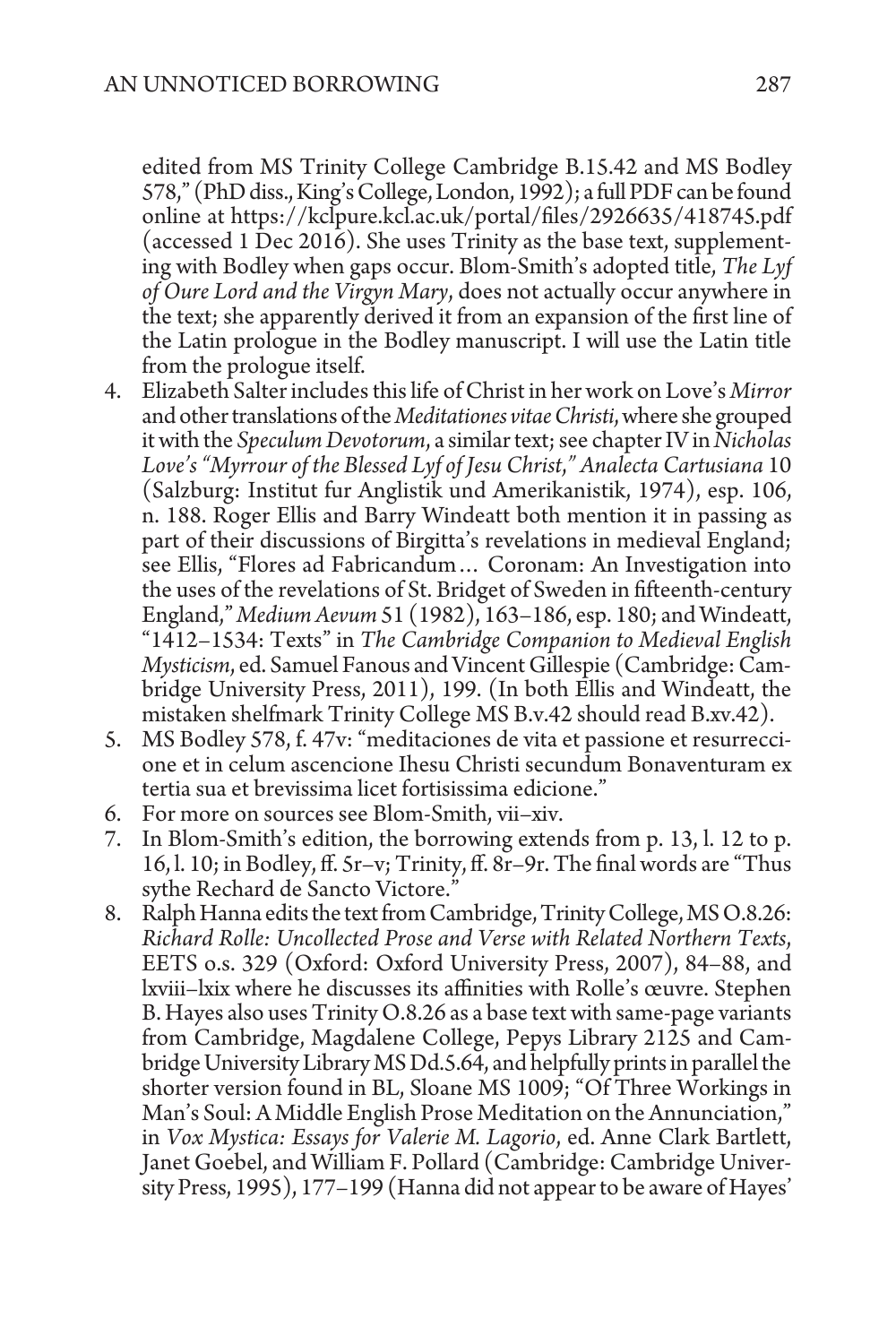edited from MS Trinity College Cambridge B.15.42 and MS Bodley 578," (PhD diss., King's College, London, 1992); a full PDF can be found online at https://kclpure.kcl.ac.uk/portal/files/2926635/418745.pdf (accessed 1 Dec 2016). She uses Trinity as the base text, supplementing with Bodley when gaps occur. Blom-Smith's adopted title, *The Lyf of Oure Lord and the Virgyn Mary*, does not actually occur anywhere in the text; she apparently derived it from an expansion of the first line of the Latin prologue in the Bodley manuscript. I will use the Latin title from the prologue itself.

4. Elizabeth Salter includes this life of Christ in her work on Love's *Mirror* and other translations of the *Meditationes vitae Christi*, where she grouped it with the *Speculum Devotorum*, a similar text; see chapter IV in *Nicholas Love's "Myrrour of the Blessed Lyf of Jesu Christ," Analecta Cartusiana* 10 (Salzburg: Institut fur Anglistik und Amerikanistik, 1974), esp. 106, n. 188. Roger Ellis and Barry Windeatt both mention it in passing as part of their discussions of Birgitta's revelations in medieval England; see Ellis, "Flores ad Fabricandum… Coronam: An Investigation into the uses of the revelations of St. Bridget of Sweden in fifteenth-century England," *Medium Aevum* 51 (1982), 163–186, esp. 180; and Windeatt, "1412–1534: Texts" in *The Cambridge Companion to Medieval English Mysticism*, ed. Samuel Fanous and Vincent Gillespie (Cambridge: Cambridge University Press, 2011), 199. (In both Ellis and Windeatt, the mistaken shelfmark Trinity College MS B.v.42 should read B.xv.42).
5. MS Bodley 578, f. 47v: "meditaciones de vita et passione et resurreccione et in celum ascencione Ihesu Christi secundum Bonaventuram ex tertia sua et brevissima licet fortisissima edicione."
6. For more on sources see Blom-Smith, vii–xiv.
7. In Blom-Smith's edition, the borrowing extends from p. 13, l. 12 to p. 16, l. 10; in Bodley, ff. 5r–v; Trinity, ff. 8r–9r. The final words are "Thus sythe Rechard de Sancto Victore."
8. Ralph Hanna edits the text from Cambridge, Trinity College, MS O.8.26: *Richard Rolle: Uncollected Prose and Verse with Related Northern Texts*, EETS o.s. 329 (Oxford: Oxford University Press, 2007), 84–88, and lxviii–lxix where he discusses its affinities with Rolle's œuvre. Stephen B. Hayes also uses Trinity O.8.26 as a base text with same-page variants from Cambridge, Magdalene College, Pepys Library 2125 and Cambridge University Library MS Dd.5.64, and helpfully prints in parallel the shorter version found in BL, Sloane MS 1009; "Of Three Workings in Man's Soul: A Middle English Prose Meditation on the Annunciation," in *Vox Mystica: Essays for Valerie M. Lagorio*, ed. Anne Clark Bartlett, Janet Goebel, and William F. Pollard (Cambridge: Cambridge University Press, 1995), 177–199 (Hanna did not appear to be aware of Hayes'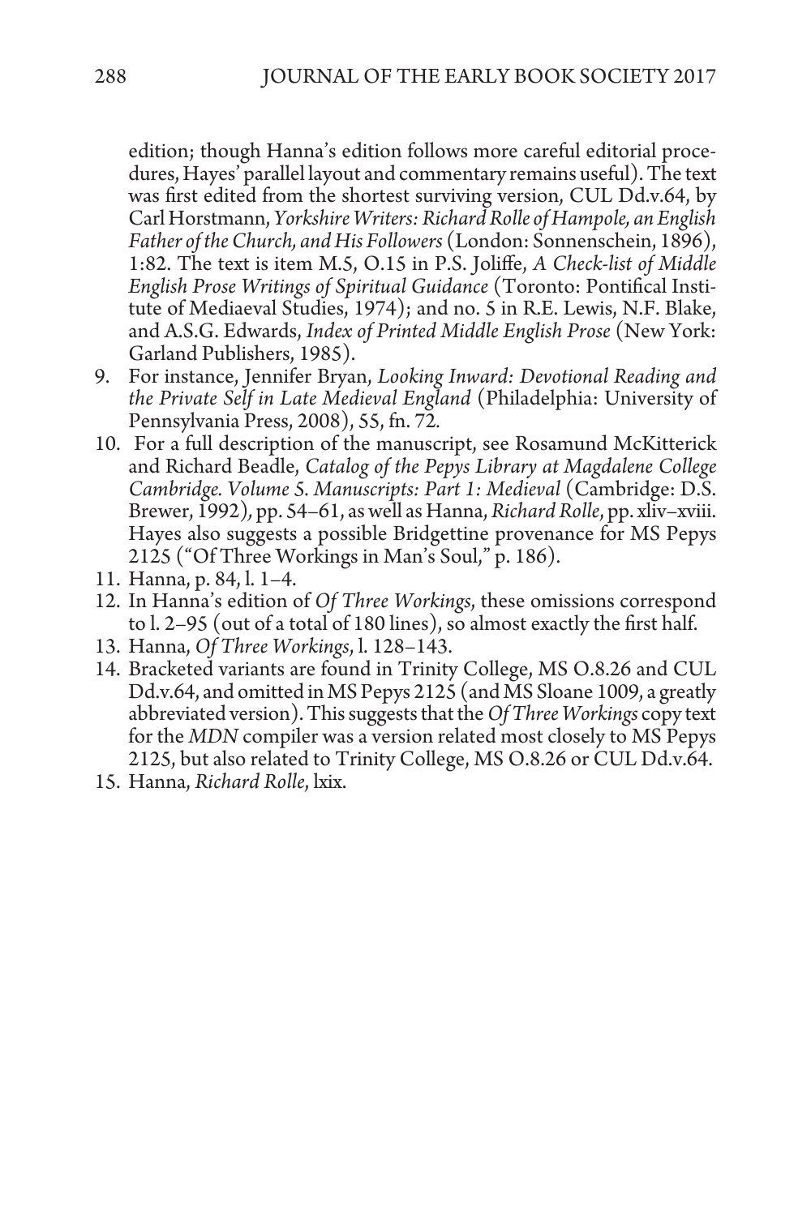edition; though Hanna's edition follows more careful editorial procedures, Hayes' parallel layout and commentary remains useful). The text was first edited from the shortest surviving version, CUL Dd.v.64, by Carl Horstmann, *Yorkshire Writers: Richard Rolle of Hampole, an English Father of the Church, and His Followers* (London: Sonnenschein, 1896), 1:82. The text is item M.5, O.15 in P.S. Joliffe, *A Check-list of Middle English Prose Writings of Spiritual Guidance* (Toronto: Pontifical Institute of Mediaeval Studies, 1974); and no. 5 in R.E. Lewis, N.F. Blake, and A.S.G. Edwards, *Index of Printed Middle English Prose* (New York: Garland Publishers, 1985).

9. For instance, Jennifer Bryan, *Looking Inward: Devotional Reading and the Private Self in Late Medieval England* (Philadelphia: University of Pennsylvania Press, 2008), 55, fn. 72.
10. For a full description of the manuscript, see Rosamund McKitterick and Richard Beadle, *Catalog of the Pepys Library at Magdalene College Cambridge. Volume 5. Manuscripts: Part 1: Medieval* (Cambridge: D.S. Brewer, 1992), pp. 54–61, as well as Hanna, *Richard Rolle*, pp. xliv–xviii. Hayes also suggests a possible Bridgettine provenance for MS Pepys 2125 ("Of Three Workings in Man's Soul," p. 186).
11. Hanna, p. 84, l. 1–4.
12. In Hanna's edition of *Of Three Workings*, these omissions correspond to l. 2–95 (out of a total of 180 lines), so almost exactly the first half.
13. Hanna, *Of Three Workings*, l. 128–143.
14. Bracketed variants are found in Trinity College, MS O.8.26 and CUL Dd.v.64, and omitted in MS Pepys 2125 (and MS Sloane 1009, a greatly abbreviated version). This suggests that the *Of Three Workings* copy text for the *MDN* compiler was a version related most closely to MS Pepys 2125, but also related to Trinity College, MS O.8.26 or CUL Dd.v.64.
15. Hanna, *Richard Rolle*, lxix.